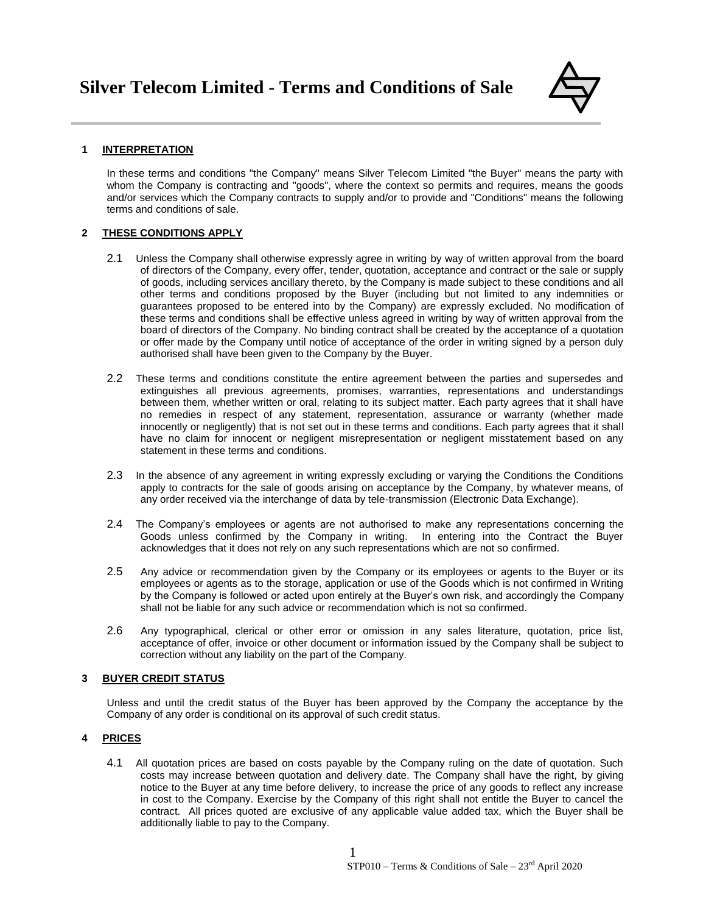# Silver Telecom Limited - Terms and Conditions of Sale

## 1 INTERPRETATION

In these terms and conditions "the Company" means Silver Telecom Limited "the Buyer" means the party with whom the Company is contracting and "goods", where the context so permits and requires, means the goods and/or services which the Company contracts to supply and/or to provide and "Conditions" means the following terms and conditions of sale.

## 2 THESE CONDITIONS APPLY

2.1 Unless the Company shall otherwise expressly agree in writing by way of written approval from the board of directors of the Company, every offer, tender, quotation, acceptance and contract or the sale or supply of goods, including services ancillary thereto, by the Company is made subject to these conditions and all other terms and conditions proposed by the Buyer (including but not limited to any indemnities or guarantees proposed to be entered into by the Company) are expressly excluded. No modification of these terms and conditions shall be effective unless agreed in writing by way of written approval from the board of directors of the Company. No binding contract shall be created by the acceptance of a quotation or offer made by the Company until notice of acceptance of the order in writing signed by a person duly authorised shall have been given to the Company by the Buyer.

2.2 These terms and conditions constitute the entire agreement between the parties and supersedes and extinguishes all previous agreements, promises, warranties, representations and understandings between them, whether written or oral, relating to its subject matter. Each party agrees that it shall have no remedies in respect of any statement, representation, assurance or warranty (whether made innocently or negligently) that is not set out in these terms and conditions. Each party agrees that it shall have no claim for innocent or negligent misrepresentation or negligent misstatement based on any statement in these terms and conditions.

2.3 In the absence of any agreement in writing expressly excluding or varying the Conditions the Conditions apply to contracts for the sale of goods arising on acceptance by the Company, by whatever means, of any order received via the interchange of data by tele-transmission (Electronic Data Exchange).

2.4 The Company's employees or agents are not authorised to make any representations concerning the Goods unless confirmed by the Company in writing. In entering into the Contract the Buyer acknowledges that it does not rely on any such representations which are not so confirmed.

2.5 Any advice or recommendation given by the Company or its employees or agents to the Buyer or its employees or agents as to the storage, application or use of the Goods which is not confirmed in Writing by the Company is followed or acted upon entirely at the Buyer's own risk, and accordingly the Company shall not be liable for any such advice or recommendation which is not so confirmed.

2.6 Any typographical, clerical or other error or omission in any sales literature, quotation, price list, acceptance of offer, invoice or other document or information issued by the Company shall be subject to correction without any liability on the part of the Company.

## 3 BUYER CREDIT STATUS

Unless and until the credit status of the Buyer has been approved by the Company the acceptance by the Company of any order is conditional on its approval of such credit status.

## 4 PRICES

4.1 All quotation prices are based on costs payable by the Company ruling on the date of quotation. Such costs may increase between quotation and delivery date. The Company shall have the right, by giving notice to the Buyer at any time before delivery, to increase the price of any goods to reflect any increase in cost to the Company. Exercise by the Company of this right shall not entitle the Buyer to cancel the contract. All prices quoted are exclusive of any applicable value added tax, which the Buyer shall be additionally liable to pay to the Company.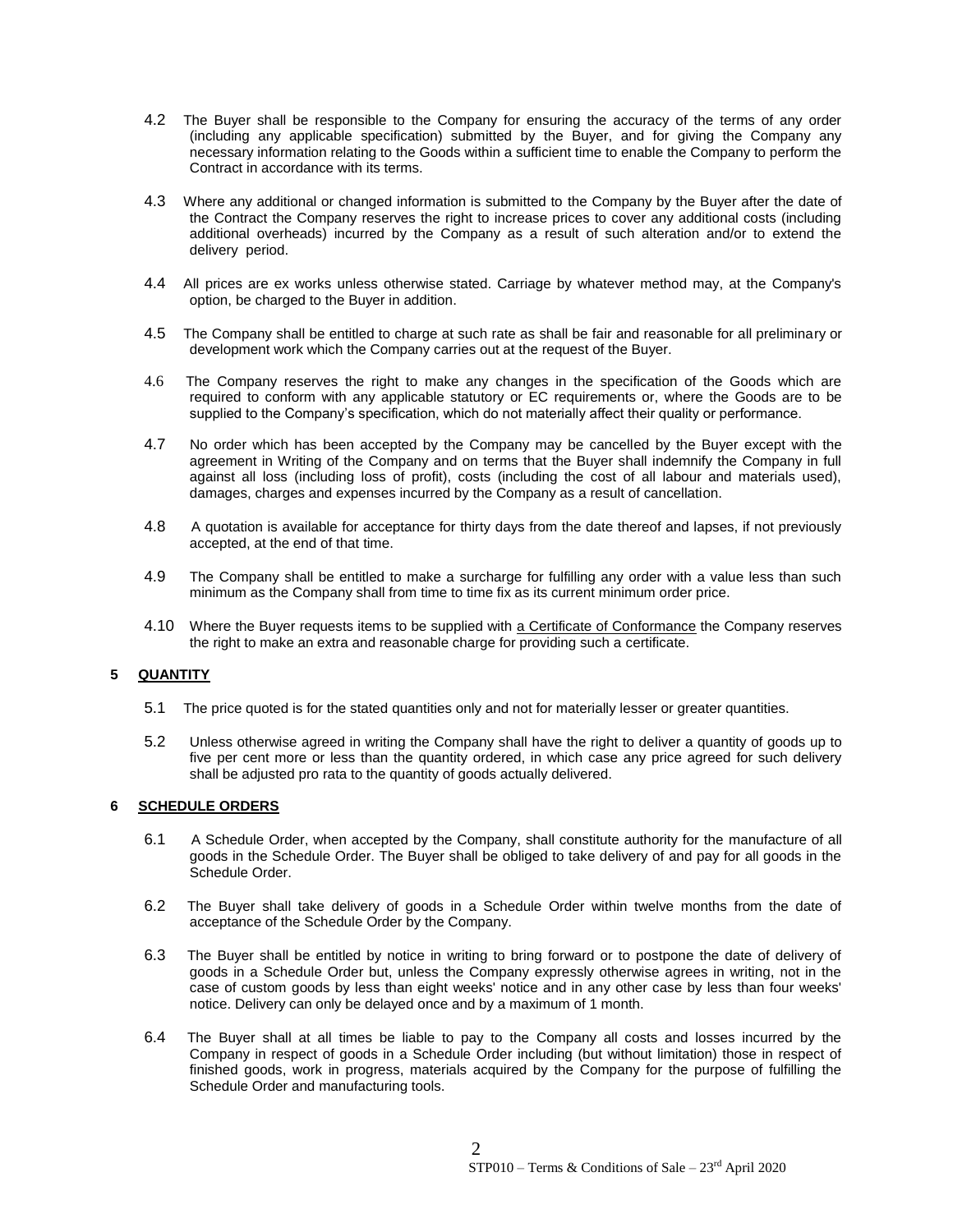4.2 The Buyer shall be responsible to the Company for ensuring the accuracy of the terms of any order (including any applicable specification) submitted by the Buyer, and for giving the Company any necessary information relating to the Goods within a sufficient time to enable the Company to perform the Contract in accordance with its terms.

4.3 Where any additional or changed information is submitted to the Company by the Buyer after the date of the Contract the Company reserves the right to increase prices to cover any additional costs (including additional overheads) incurred by the Company as a result of such alteration and/or to extend the delivery period.

4.4 All prices are ex works unless otherwise stated. Carriage by whatever method may, at the Company's option, be charged to the Buyer in addition.

4.5 The Company shall be entitled to charge at such rate as shall be fair and reasonable for all preliminary or development work which the Company carries out at the request of the Buyer.

4.6 The Company reserves the right to make any changes in the specification of the Goods which are required to conform with any applicable statutory or EC requirements or, where the Goods are to be supplied to the Company's specification, which do not materially affect their quality or performance.

4.7 No order which has been accepted by the Company may be cancelled by the Buyer except with the agreement in Writing of the Company and on terms that the Buyer shall indemnify the Company in full against all loss (including loss of profit), costs (including the cost of all labour and materials used), damages, charges and expenses incurred by the Company as a result of cancellation.

4.8 A quotation is available for acceptance for thirty days from the date thereof and lapses, if not previously accepted, at the end of that time.

4.9 The Company shall be entitled to make a surcharge for fulfilling any order with a value less than such minimum as the Company shall from time to time fix as its current minimum order price.

4.10 Where the Buyer requests items to be supplied with a Certificate of Conformance the Company reserves the right to make an extra and reasonable charge for providing such a certificate.

## 5 QUANTITY

5.1 The price quoted is for the stated quantities only and not for materially lesser or greater quantities.

5.2 Unless otherwise agreed in writing the Company shall have the right to deliver a quantity of goods up to five per cent more or less than the quantity ordered, in which case any price agreed for such delivery shall be adjusted pro rata to the quantity of goods actually delivered.

## 6 SCHEDULE ORDERS

6.1 A Schedule Order, when accepted by the Company, shall constitute authority for the manufacture of all goods in the Schedule Order. The Buyer shall be obliged to take delivery of and pay for all goods in the Schedule Order.

6.2 The Buyer shall take delivery of goods in a Schedule Order within twelve months from the date of acceptance of the Schedule Order by the Company.

6.3 The Buyer shall be entitled by notice in writing to bring forward or to postpone the date of delivery of goods in a Schedule Order but, unless the Company expressly otherwise agrees in writing, not in the case of custom goods by less than eight weeks' notice and in any other case by less than four weeks' notice. Delivery can only be delayed once and by a maximum of 1 month.

6.4 The Buyer shall at all times be liable to pay to the Company all costs and losses incurred by the Company in respect of goods in a Schedule Order including (but without limitation) those in respect of finished goods, work in progress, materials acquired by the Company for the purpose of fulfilling the Schedule Order and manufacturing tools.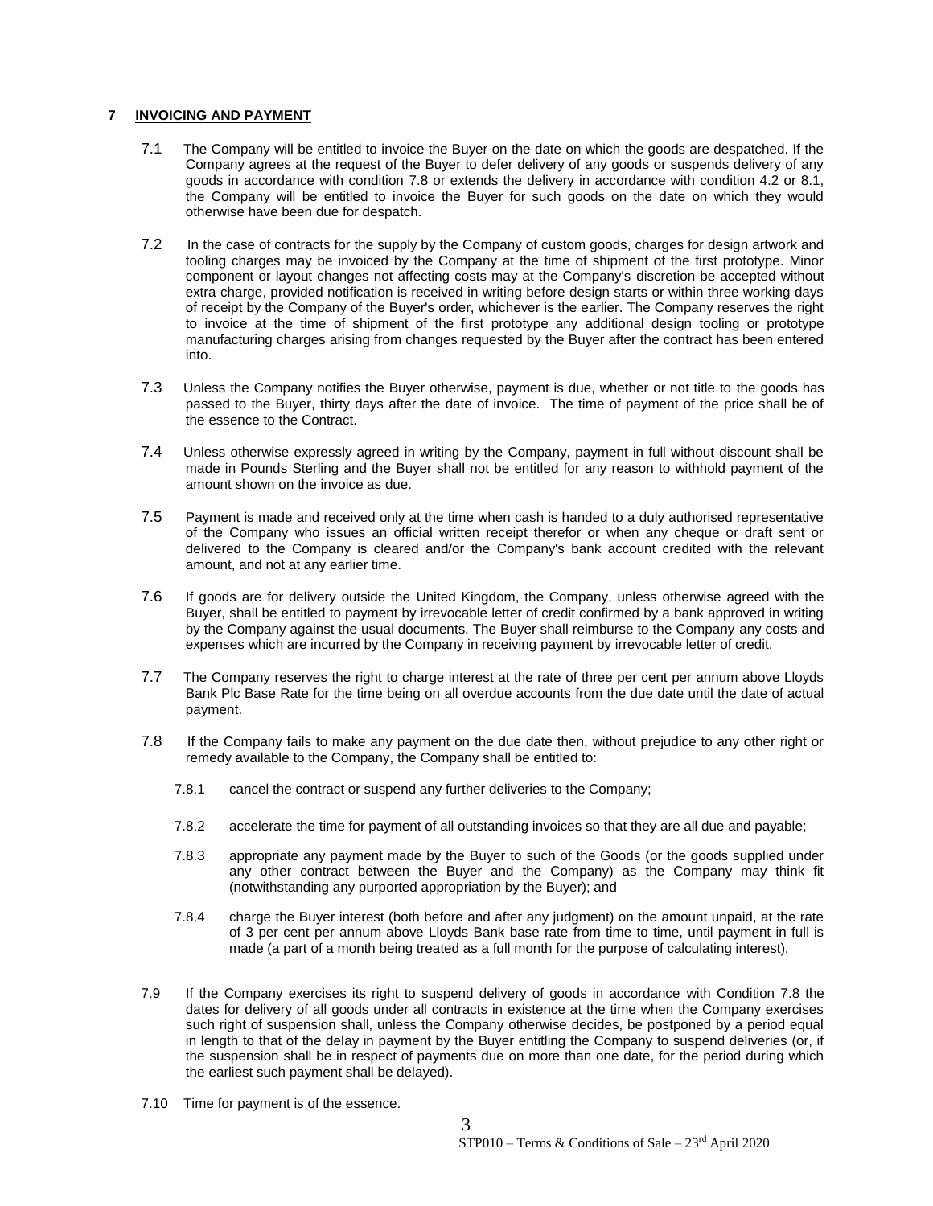## 7 INVOICING AND PAYMENT

7.1 The Company will be entitled to invoice the Buyer on the date on which the goods are despatched. If the Company agrees at the request of the Buyer to defer delivery of any goods or suspends delivery of any goods in accordance with condition 7.8 or extends the delivery in accordance with condition 4.2 or 8.1, the Company will be entitled to invoice the Buyer for such goods on the date on which they would otherwise have been due for despatch.

7.2 In the case of contracts for the supply by the Company of custom goods, charges for design artwork and tooling charges may be invoiced by the Company at the time of shipment of the first prototype. Minor component or layout changes not affecting costs may at the Company's discretion be accepted without extra charge, provided notification is received in writing before design starts or within three working days of receipt by the Company of the Buyer's order, whichever is the earlier. The Company reserves the right to invoice at the time of shipment of the first prototype any additional design tooling or prototype manufacturing charges arising from changes requested by the Buyer after the contract has been entered into.

7.3 Unless the Company notifies the Buyer otherwise, payment is due, whether or not title to the goods has passed to the Buyer, thirty days after the date of invoice. The time of payment of the price shall be of the essence to the Contract.

7.4 Unless otherwise expressly agreed in writing by the Company, payment in full without discount shall be made in Pounds Sterling and the Buyer shall not be entitled for any reason to withhold payment of the amount shown on the invoice as due.

7.5 Payment is made and received only at the time when cash is handed to a duly authorised representative of the Company who issues an official written receipt therefor or when any cheque or draft sent or delivered to the Company is cleared and/or the Company's bank account credited with the relevant amount, and not at any earlier time.

7.6 If goods are for delivery outside the United Kingdom, the Company, unless otherwise agreed with the Buyer, shall be entitled to payment by irrevocable letter of credit confirmed by a bank approved in writing by the Company against the usual documents. The Buyer shall reimburse to the Company any costs and expenses which are incurred by the Company in receiving payment by irrevocable letter of credit.

7.7 The Company reserves the right to charge interest at the rate of three per cent per annum above Lloyds Bank Plc Base Rate for the time being on all overdue accounts from the due date until the date of actual payment.

7.8 If the Company fails to make any payment on the due date then, without prejudice to any other right or remedy available to the Company, the Company shall be entitled to:

7.8.1 cancel the contract or suspend any further deliveries to the Company;

7.8.2 accelerate the time for payment of all outstanding invoices so that they are all due and payable;

7.8.3 appropriate any payment made by the Buyer to such of the Goods (or the goods supplied under any other contract between the Buyer and the Company) as the Company may think fit (notwithstanding any purported appropriation by the Buyer); and

7.8.4 charge the Buyer interest (both before and after any judgment) on the amount unpaid, at the rate of 3 per cent per annum above Lloyds Bank base rate from time to time, until payment in full is made (a part of a month being treated as a full month for the purpose of calculating interest).

7.9 If the Company exercises its right to suspend delivery of goods in accordance with Condition 7.8 the dates for delivery of all goods under all contracts in existence at the time when the Company exercises such right of suspension shall, unless the Company otherwise decides, be postponed by a period equal in length to that of the delay in payment by the Buyer entitling the Company to suspend deliveries (or, if the suspension shall be in respect of payments due on more than one date, for the period during which the earliest such payment shall be delayed).

7.10 Time for payment is of the essence.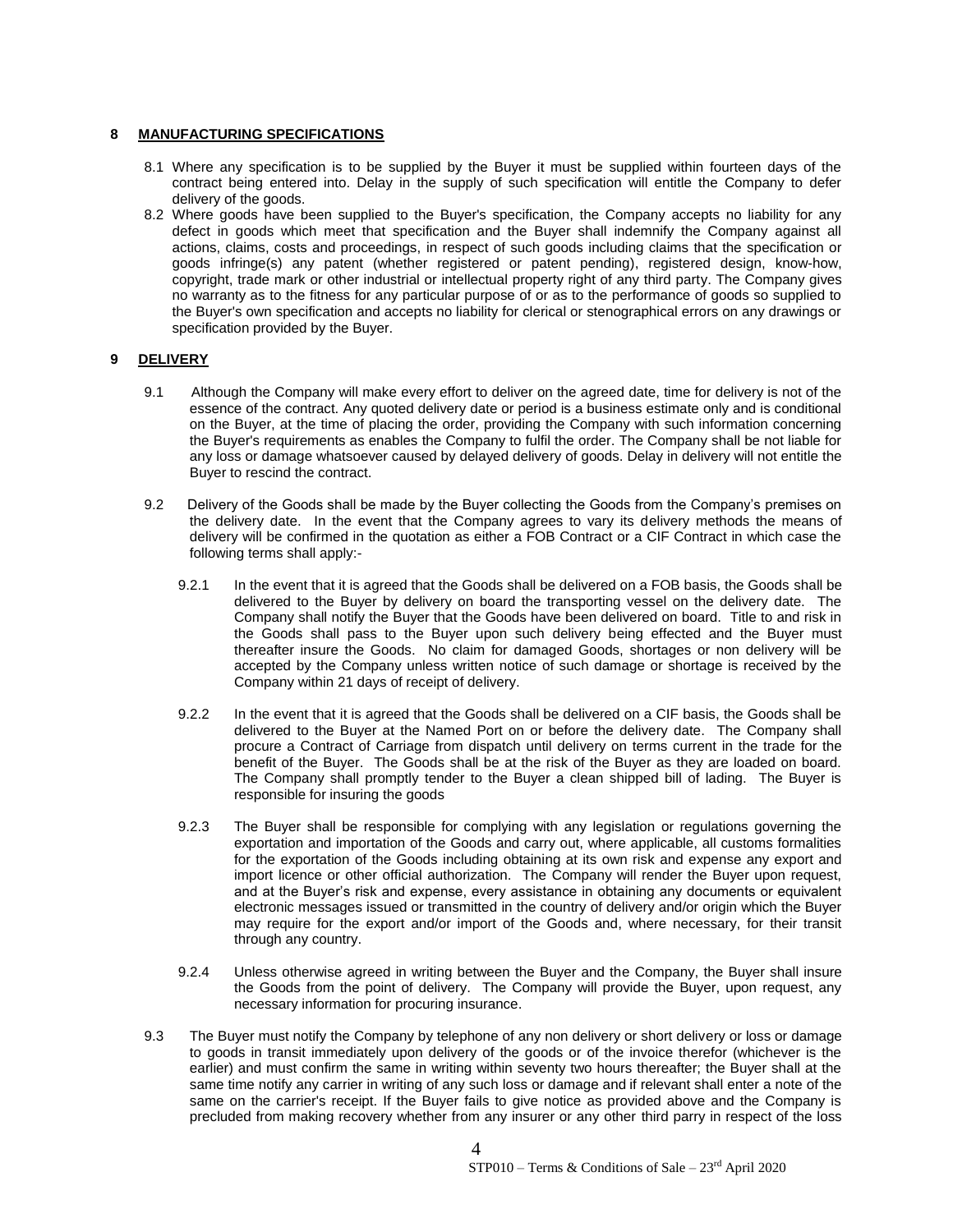## 8 MANUFACTURING SPECIFICATIONS

8.1 Where any specification is to be supplied by the Buyer it must be supplied within fourteen days of the contract being entered into. Delay in the supply of such specification will entitle the Company to defer delivery of the goods.

8.2 Where goods have been supplied to the Buyer's specification, the Company accepts no liability for any defect in goods which meet that specification and the Buyer shall indemnify the Company against all actions, claims, costs and proceedings, in respect of such goods including claims that the specification or goods infringe(s) any patent (whether registered or patent pending), registered design, know-how, copyright, trade mark or other industrial or intellectual property right of any third party. The Company gives no warranty as to the fitness for any particular purpose of or as to the performance of goods so supplied to the Buyer's own specification and accepts no liability for clerical or stenographical errors on any drawings or specification provided by the Buyer.

## 9 DELIVERY

9.1 Although the Company will make every effort to deliver on the agreed date, time for delivery is not of the essence of the contract. Any quoted delivery date or period is a business estimate only and is conditional on the Buyer, at the time of placing the order, providing the Company with such information concerning the Buyer's requirements as enables the Company to fulfil the order. The Company shall be not liable for any loss or damage whatsoever caused by delayed delivery of goods. Delay in delivery will not entitle the Buyer to rescind the contract.

9.2 Delivery of the Goods shall be made by the Buyer collecting the Goods from the Company's premises on the delivery date. In the event that the Company agrees to vary its delivery methods the means of delivery will be confirmed in the quotation as either a FOB Contract or a CIF Contract in which case the following terms shall apply:-

9.2.1 In the event that it is agreed that the Goods shall be delivered on a FOB basis, the Goods shall be delivered to the Buyer by delivery on board the transporting vessel on the delivery date. The Company shall notify the Buyer that the Goods have been delivered on board. Title to and risk in the Goods shall pass to the Buyer upon such delivery being effected and the Buyer must thereafter insure the Goods. No claim for damaged Goods, shortages or non delivery will be accepted by the Company unless written notice of such damage or shortage is received by the Company within 21 days of receipt of delivery.

9.2.2 In the event that it is agreed that the Goods shall be delivered on a CIF basis, the Goods shall be delivered to the Buyer at the Named Port on or before the delivery date. The Company shall procure a Contract of Carriage from dispatch until delivery on terms current in the trade for the benefit of the Buyer. The Goods shall be at the risk of the Buyer as they are loaded on board. The Company shall promptly tender to the Buyer a clean shipped bill of lading. The Buyer is responsible for insuring the goods

9.2.3 The Buyer shall be responsible for complying with any legislation or regulations governing the exportation and importation of the Goods and carry out, where applicable, all customs formalities for the exportation of the Goods including obtaining at its own risk and expense any export and import licence or other official authorization. The Company will render the Buyer upon request, and at the Buyer's risk and expense, every assistance in obtaining any documents or equivalent electronic messages issued or transmitted in the country of delivery and/or origin which the Buyer may require for the export and/or import of the Goods and, where necessary, for their transit through any country.

9.2.4 Unless otherwise agreed in writing between the Buyer and the Company, the Buyer shall insure the Goods from the point of delivery. The Company will provide the Buyer, upon request, any necessary information for procuring insurance.

9.3 The Buyer must notify the Company by telephone of any non delivery or short delivery or loss or damage to goods in transit immediately upon delivery of the goods or of the invoice therefor (whichever is the earlier) and must confirm the same in writing within seventy two hours thereafter; the Buyer shall at the same time notify any carrier in writing of any such loss or damage and if relevant shall enter a note of the same on the carrier's receipt. If the Buyer fails to give notice as provided above and the Company is precluded from making recovery whether from any insurer or any other third parry in respect of the loss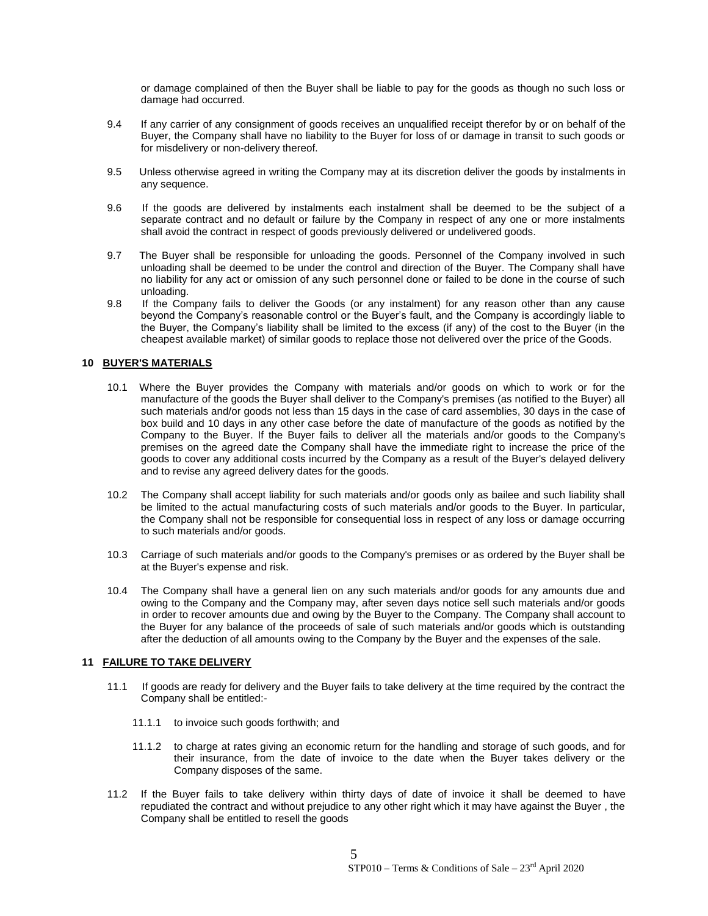or damage complained of then the Buyer shall be liable to pay for the goods as though no such loss or damage had occurred.

9.4 If any carrier of any consignment of goods receives an unqualified receipt therefor by or on behalf of the Buyer, the Company shall have no liability to the Buyer for loss of or damage in transit to such goods or for misdelivery or non-delivery thereof.

9.5 Unless otherwise agreed in writing the Company may at its discretion deliver the goods by instalments in any sequence.

9.6 If the goods are delivered by instalments each instalment shall be deemed to be the subject of a separate contract and no default or failure by the Company in respect of any one or more instalments shall avoid the contract in respect of goods previously delivered or undelivered goods.

9.7 The Buyer shall be responsible for unloading the goods. Personnel of the Company involved in such unloading shall be deemed to be under the control and direction of the Buyer. The Company shall have no liability for any act or omission of any such personnel done or failed to be done in the course of such unloading.

9.8 If the Company fails to deliver the Goods (or any instalment) for any reason other than any cause beyond the Company's reasonable control or the Buyer's fault, and the Company is accordingly liable to the Buyer, the Company's liability shall be limited to the excess (if any) of the cost to the Buyer (in the cheapest available market) of similar goods to replace those not delivered over the price of the Goods.

## 10 BUYER'S MATERIALS

10.1 Where the Buyer provides the Company with materials and/or goods on which to work or for the manufacture of the goods the Buyer shall deliver to the Company's premises (as notified to the Buyer) all such materials and/or goods not less than 15 days in the case of card assemblies, 30 days in the case of box build and 10 days in any other case before the date of manufacture of the goods as notified by the Company to the Buyer. If the Buyer fails to deliver all the materials and/or goods to the Company's premises on the agreed date the Company shall have the immediate right to increase the price of the goods to cover any additional costs incurred by the Company as a result of the Buyer's delayed delivery and to revise any agreed delivery dates for the goods.

10.2 The Company shall accept liability for such materials and/or goods only as bailee and such liability shall be limited to the actual manufacturing costs of such materials and/or goods to the Buyer. In particular, the Company shall not be responsible for consequential loss in respect of any loss or damage occurring to such materials and/or goods.

10.3 Carriage of such materials and/or goods to the Company's premises or as ordered by the Buyer shall be at the Buyer's expense and risk.

10.4 The Company shall have a general lien on any such materials and/or goods for any amounts due and owing to the Company and the Company may, after seven days notice sell such materials and/or goods in order to recover amounts due and owing by the Buyer to the Company. The Company shall account to the Buyer for any balance of the proceeds of sale of such materials and/or goods which is outstanding after the deduction of all amounts owing to the Company by the Buyer and the expenses of the sale.

## 11 FAILURE TO TAKE DELIVERY

11.1 If goods are ready for delivery and the Buyer fails to take delivery at the time required by the contract the Company shall be entitled:-

11.1.1 to invoice such goods forthwith; and

11.1.2 to charge at rates giving an economic return for the handling and storage of such goods, and for their insurance, from the date of invoice to the date when the Buyer takes delivery or the Company disposes of the same.

11.2 If the Buyer fails to take delivery within thirty days of date of invoice it shall be deemed to have repudiated the contract and without prejudice to any other right which it may have against the Buyer , the Company shall be entitled to resell the goods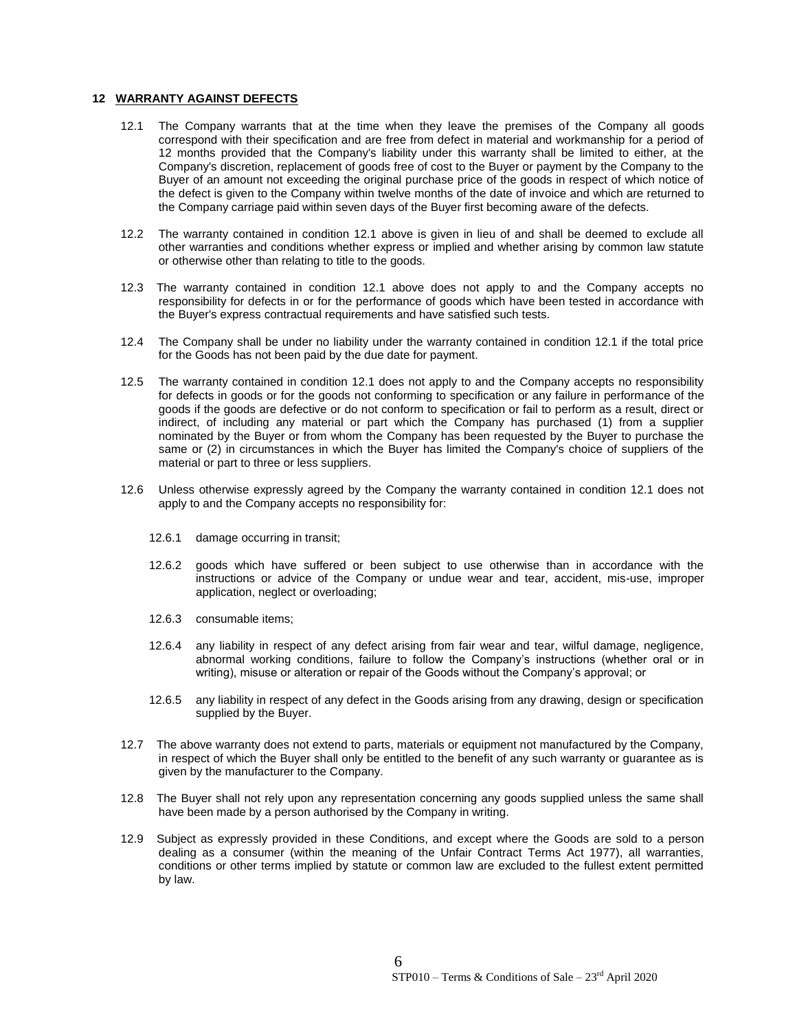## 12 WARRANTY AGAINST DEFECTS

12.1 The Company warrants that at the time when they leave the premises of the Company all goods correspond with their specification and are free from defect in material and workmanship for a period of 12 months provided that the Company's liability under this warranty shall be limited to either, at the Company's discretion, replacement of goods free of cost to the Buyer or payment by the Company to the Buyer of an amount not exceeding the original purchase price of the goods in respect of which notice of the defect is given to the Company within twelve months of the date of invoice and which are returned to the Company carriage paid within seven days of the Buyer first becoming aware of the defects.

12.2 The warranty contained in condition 12.1 above is given in lieu of and shall be deemed to exclude all other warranties and conditions whether express or implied and whether arising by common law statute or otherwise other than relating to title to the goods.

12.3 The warranty contained in condition 12.1 above does not apply to and the Company accepts no responsibility for defects in or for the performance of goods which have been tested in accordance with the Buyer's express contractual requirements and have satisfied such tests.

12.4 The Company shall be under no liability under the warranty contained in condition 12.1 if the total price for the Goods has not been paid by the due date for payment.

12.5 The warranty contained in condition 12.1 does not apply to and the Company accepts no responsibility for defects in goods or for the goods not conforming to specification or any failure in performance of the goods if the goods are defective or do not conform to specification or fail to perform as a result, direct or indirect, of including any material or part which the Company has purchased (1) from a supplier nominated by the Buyer or from whom the Company has been requested by the Buyer to purchase the same or (2) in circumstances in which the Buyer has limited the Company's choice of suppliers of the material or part to three or less suppliers.

12.6 Unless otherwise expressly agreed by the Company the warranty contained in condition 12.1 does not apply to and the Company accepts no responsibility for:

- 12.6.1 damage occurring in transit;
- 12.6.2 goods which have suffered or been subject to use otherwise than in accordance with the instructions or advice of the Company or undue wear and tear, accident, mis-use, improper application, neglect or overloading;
- 12.6.3 consumable items;
- 12.6.4 any liability in respect of any defect arising from fair wear and tear, wilful damage, negligence, abnormal working conditions, failure to follow the Company's instructions (whether oral or in writing), misuse or alteration or repair of the Goods without the Company's approval; or
- 12.6.5 any liability in respect of any defect in the Goods arising from any drawing, design or specification supplied by the Buyer.

12.7 The above warranty does not extend to parts, materials or equipment not manufactured by the Company, in respect of which the Buyer shall only be entitled to the benefit of any such warranty or guarantee as is given by the manufacturer to the Company.

12.8 The Buyer shall not rely upon any representation concerning any goods supplied unless the same shall have been made by a person authorised by the Company in writing.

12.9 Subject as expressly provided in these Conditions, and except where the Goods are sold to a person dealing as a consumer (within the meaning of the Unfair Contract Terms Act 1977), all warranties, conditions or other terms implied by statute or common law are excluded to the fullest extent permitted by law.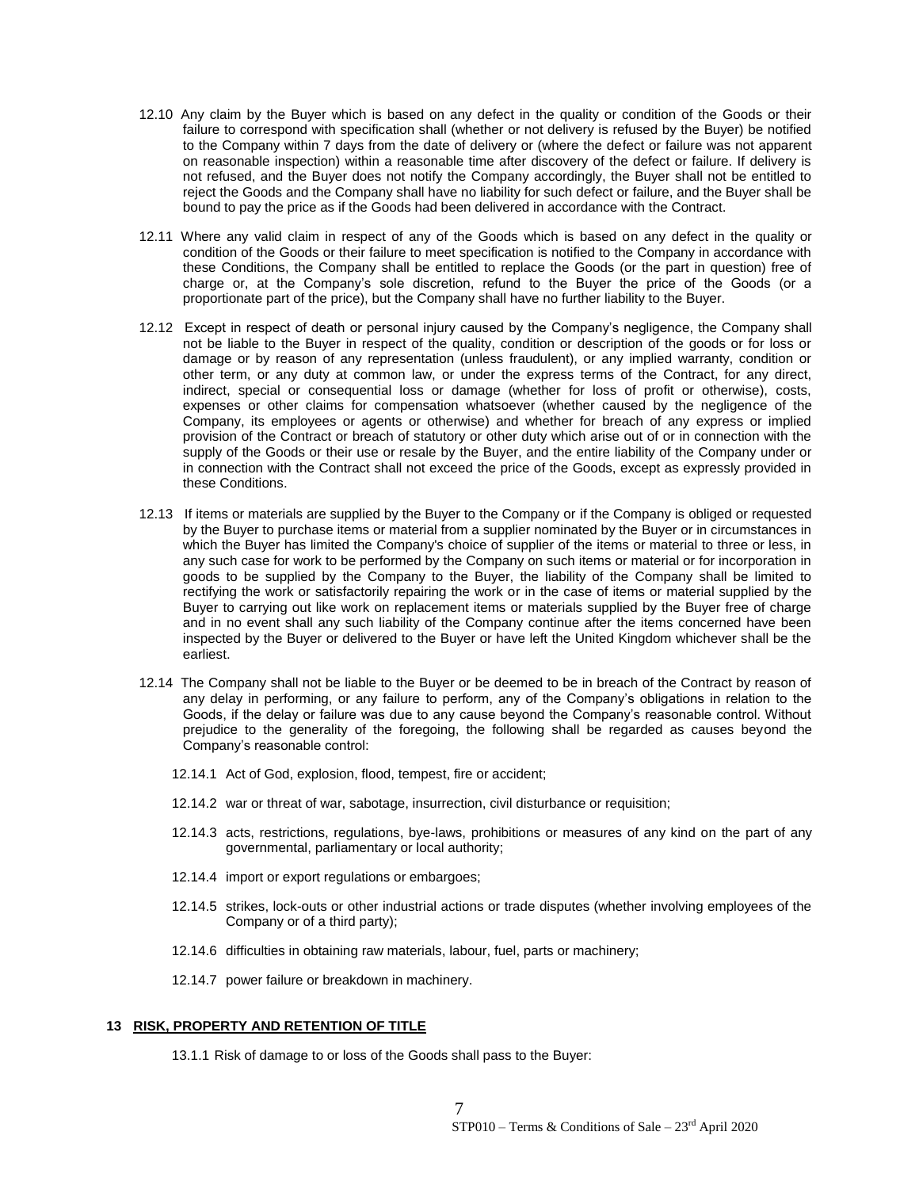12.10 Any claim by the Buyer which is based on any defect in the quality or condition of the Goods or their failure to correspond with specification shall (whether or not delivery is refused by the Buyer) be notified to the Company within 7 days from the date of delivery or (where the defect or failure was not apparent on reasonable inspection) within a reasonable time after discovery of the defect or failure. If delivery is not refused, and the Buyer does not notify the Company accordingly, the Buyer shall not be entitled to reject the Goods and the Company shall have no liability for such defect or failure, and the Buyer shall be bound to pay the price as if the Goods had been delivered in accordance with the Contract.

12.11 Where any valid claim in respect of any of the Goods which is based on any defect in the quality or condition of the Goods or their failure to meet specification is notified to the Company in accordance with these Conditions, the Company shall be entitled to replace the Goods (or the part in question) free of charge or, at the Company's sole discretion, refund to the Buyer the price of the Goods (or a proportionate part of the price), but the Company shall have no further liability to the Buyer.

12.12 Except in respect of death or personal injury caused by the Company's negligence, the Company shall not be liable to the Buyer in respect of the quality, condition or description of the goods or for loss or damage or by reason of any representation (unless fraudulent), or any implied warranty, condition or other term, or any duty at common law, or under the express terms of the Contract, for any direct, indirect, special or consequential loss or damage (whether for loss of profit or otherwise), costs, expenses or other claims for compensation whatsoever (whether caused by the negligence of the Company, its employees or agents or otherwise) and whether for breach of any express or implied provision of the Contract or breach of statutory or other duty which arise out of or in connection with the supply of the Goods or their use or resale by the Buyer, and the entire liability of the Company under or in connection with the Contract shall not exceed the price of the Goods, except as expressly provided in these Conditions.

12.13 If items or materials are supplied by the Buyer to the Company or if the Company is obliged or requested by the Buyer to purchase items or material from a supplier nominated by the Buyer or in circumstances in which the Buyer has limited the Company's choice of supplier of the items or material to three or less, in any such case for work to be performed by the Company on such items or material or for incorporation in goods to be supplied by the Company to the Buyer, the liability of the Company shall be limited to rectifying the work or satisfactorily repairing the work or in the case of items or material supplied by the Buyer to carrying out like work on replacement items or materials supplied by the Buyer free of charge and in no event shall any such liability of the Company continue after the items concerned have been inspected by the Buyer or delivered to the Buyer or have left the United Kingdom whichever shall be the earliest.

12.14 The Company shall not be liable to the Buyer or be deemed to be in breach of the Contract by reason of any delay in performing, or any failure to perform, any of the Company's obligations in relation to the Goods, if the delay or failure was due to any cause beyond the Company's reasonable control. Without prejudice to the generality of the foregoing, the following shall be regarded as causes beyond the Company's reasonable control:

12.14.1 Act of God, explosion, flood, tempest, fire or accident;

12.14.2 war or threat of war, sabotage, insurrection, civil disturbance or requisition;

12.14.3 acts, restrictions, regulations, bye-laws, prohibitions or measures of any kind on the part of any governmental, parliamentary or local authority;

12.14.4 import or export regulations or embargoes;

12.14.5 strikes, lock-outs or other industrial actions or trade disputes (whether involving employees of the Company or of a third party);

12.14.6 difficulties in obtaining raw materials, labour, fuel, parts or machinery;

12.14.7 power failure or breakdown in machinery.

## 13 RISK, PROPERTY AND RETENTION OF TITLE

13.1.1 Risk of damage to or loss of the Goods shall pass to the Buyer: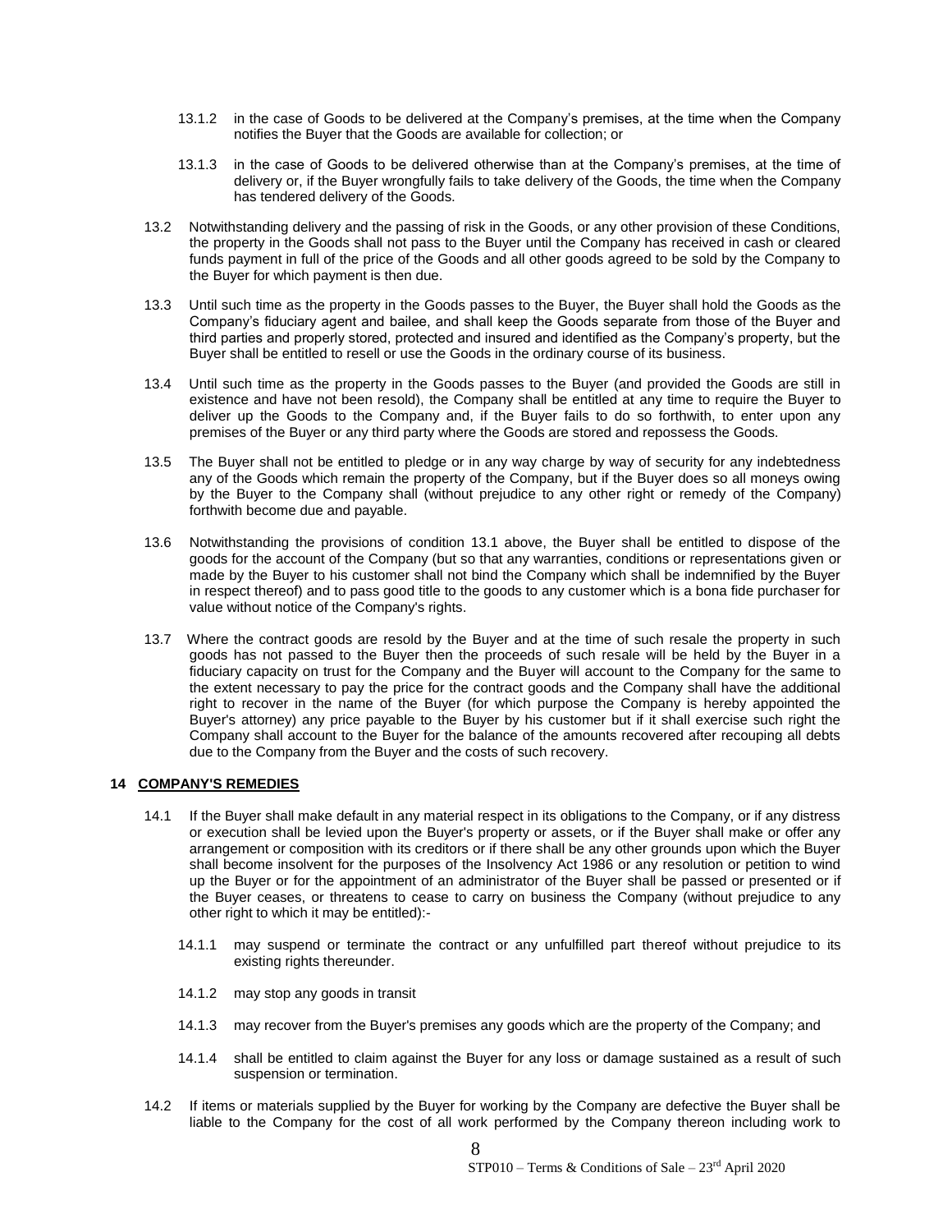13.1.2 in the case of Goods to be delivered at the Company's premises, at the time when the Company notifies the Buyer that the Goods are available for collection; or

13.1.3 in the case of Goods to be delivered otherwise than at the Company's premises, at the time of delivery or, if the Buyer wrongfully fails to take delivery of the Goods, the time when the Company has tendered delivery of the Goods.

13.2 Notwithstanding delivery and the passing of risk in the Goods, or any other provision of these Conditions, the property in the Goods shall not pass to the Buyer until the Company has received in cash or cleared funds payment in full of the price of the Goods and all other goods agreed to be sold by the Company to the Buyer for which payment is then due.

13.3 Until such time as the property in the Goods passes to the Buyer, the Buyer shall hold the Goods as the Company's fiduciary agent and bailee, and shall keep the Goods separate from those of the Buyer and third parties and properly stored, protected and insured and identified as the Company's property, but the Buyer shall be entitled to resell or use the Goods in the ordinary course of its business.

13.4 Until such time as the property in the Goods passes to the Buyer (and provided the Goods are still in existence and have not been resold), the Company shall be entitled at any time to require the Buyer to deliver up the Goods to the Company and, if the Buyer fails to do so forthwith, to enter upon any premises of the Buyer or any third party where the Goods are stored and repossess the Goods.

13.5 The Buyer shall not be entitled to pledge or in any way charge by way of security for any indebtedness any of the Goods which remain the property of the Company, but if the Buyer does so all moneys owing by the Buyer to the Company shall (without prejudice to any other right or remedy of the Company) forthwith become due and payable.

13.6 Notwithstanding the provisions of condition 13.1 above, the Buyer shall be entitled to dispose of the goods for the account of the Company (but so that any warranties, conditions or representations given or made by the Buyer to his customer shall not bind the Company which shall be indemnified by the Buyer in respect thereof) and to pass good title to the goods to any customer which is a bona fide purchaser for value without notice of the Company's rights.

13.7 Where the contract goods are resold by the Buyer and at the time of such resale the property in such goods has not passed to the Buyer then the proceeds of such resale will be held by the Buyer in a fiduciary capacity on trust for the Company and the Buyer will account to the Company for the same to the extent necessary to pay the price for the contract goods and the Company shall have the additional right to recover in the name of the Buyer (for which purpose the Company is hereby appointed the Buyer's attorney) any price payable to the Buyer by his customer but if it shall exercise such right the Company shall account to the Buyer for the balance of the amounts recovered after recouping all debts due to the Company from the Buyer and the costs of such recovery.

## 14 COMPANY'S REMEDIES

14.1 If the Buyer shall make default in any material respect in its obligations to the Company, or if any distress or execution shall be levied upon the Buyer's property or assets, or if the Buyer shall make or offer any arrangement or composition with its creditors or if there shall be any other grounds upon which the Buyer shall become insolvent for the purposes of the Insolvency Act 1986 or any resolution or petition to wind up the Buyer or for the appointment of an administrator of the Buyer shall be passed or presented or if the Buyer ceases, or threatens to cease to carry on business the Company (without prejudice to any other right to which it may be entitled):-

14.1.1 may suspend or terminate the contract or any unfulfilled part thereof without prejudice to its existing rights thereunder.

14.1.2 may stop any goods in transit

14.1.3 may recover from the Buyer's premises any goods which are the property of the Company; and

14.1.4 shall be entitled to claim against the Buyer for any loss or damage sustained as a result of such suspension or termination.

14.2 If items or materials supplied by the Buyer for working by the Company are defective the Buyer shall be liable to the Company for the cost of all work performed by the Company thereon including work to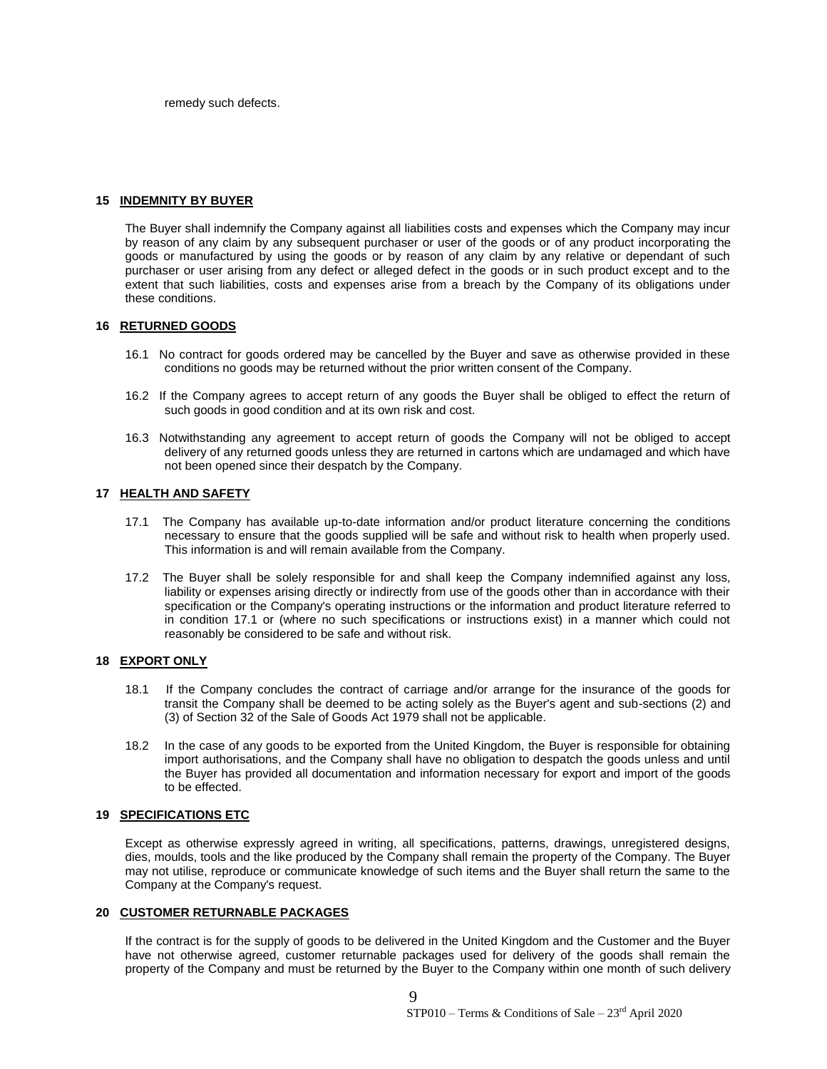remedy such defects.

## 15 INDEMNITY BY BUYER

The Buyer shall indemnify the Company against all liabilities costs and expenses which the Company may incur by reason of any claim by any subsequent purchaser or user of the goods or of any product incorporating the goods or manufactured by using the goods or by reason of any claim by any relative or dependant of such purchaser or user arising from any defect or alleged defect in the goods or in such product except and to the extent that such liabilities, costs and expenses arise from a breach by the Company of its obligations under these conditions.

## 16 RETURNED GOODS

16.1 No contract for goods ordered may be cancelled by the Buyer and save as otherwise provided in these conditions no goods may be returned without the prior written consent of the Company.

16.2 If the Company agrees to accept return of any goods the Buyer shall be obliged to effect the return of such goods in good condition and at its own risk and cost.

16.3 Notwithstanding any agreement to accept return of goods the Company will not be obliged to accept delivery of any returned goods unless they are returned in cartons which are undamaged and which have not been opened since their despatch by the Company.

## 17 HEALTH AND SAFETY

17.1 The Company has available up-to-date information and/or product literature concerning the conditions necessary to ensure that the goods supplied will be safe and without risk to health when properly used. This information is and will remain available from the Company.

17.2 The Buyer shall be solely responsible for and shall keep the Company indemnified against any loss, liability or expenses arising directly or indirectly from use of the goods other than in accordance with their specification or the Company's operating instructions or the information and product literature referred to in condition 17.1 or (where no such specifications or instructions exist) in a manner which could not reasonably be considered to be safe and without risk.

## 18 EXPORT ONLY

18.1 If the Company concludes the contract of carriage and/or arrange for the insurance of the goods for transit the Company shall be deemed to be acting solely as the Buyer's agent and sub-sections (2) and (3) of Section 32 of the Sale of Goods Act 1979 shall not be applicable.

18.2 In the case of any goods to be exported from the United Kingdom, the Buyer is responsible for obtaining import authorisations, and the Company shall have no obligation to despatch the goods unless and until the Buyer has provided all documentation and information necessary for export and import of the goods to be effected.

## 19 SPECIFICATIONS ETC

Except as otherwise expressly agreed in writing, all specifications, patterns, drawings, unregistered designs, dies, moulds, tools and the like produced by the Company shall remain the property of the Company. The Buyer may not utilise, reproduce or communicate knowledge of such items and the Buyer shall return the same to the Company at the Company's request.

## 20 CUSTOMER RETURNABLE PACKAGES

If the contract is for the supply of goods to be delivered in the United Kingdom and the Customer and the Buyer have not otherwise agreed, customer returnable packages used for delivery of the goods shall remain the property of the Company and must be returned by the Buyer to the Company within one month of such delivery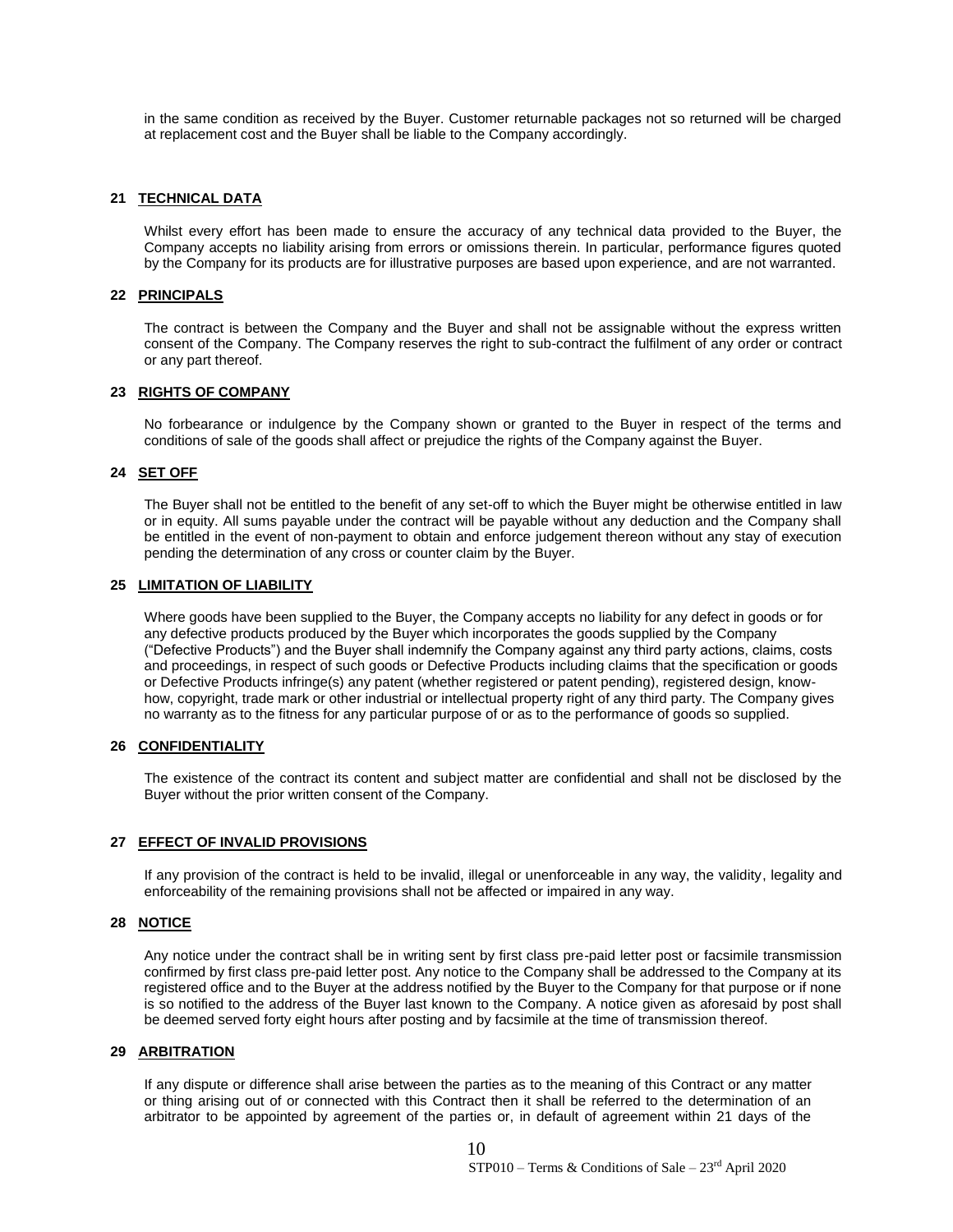in the same condition as received by the Buyer. Customer returnable packages not so returned will be charged at replacement cost and the Buyer shall be liable to the Company accordingly.

**21 TECHNICAL DATA**

Whilst every effort has been made to ensure the accuracy of any technical data provided to the Buyer, the Company accepts no liability arising from errors or omissions therein. In particular, performance figures quoted by the Company for its products are for illustrative purposes are based upon experience, and are not warranted.

**22 PRINCIPALS**

The contract is between the Company and the Buyer and shall not be assignable without the express written consent of the Company. The Company reserves the right to sub-contract the fulfilment of any order or contract or any part thereof.

**23 RIGHTS OF COMPANY**

No forbearance or indulgence by the Company shown or granted to the Buyer in respect of the terms and conditions of sale of the goods shall affect or prejudice the rights of the Company against the Buyer.

**24 SET OFF**

The Buyer shall not be entitled to the benefit of any set-off to which the Buyer might be otherwise entitled in law or in equity. All sums payable under the contract will be payable without any deduction and the Company shall be entitled in the event of non-payment to obtain and enforce judgement thereon without any stay of execution pending the determination of any cross or counter claim by the Buyer.

**25 LIMITATION OF LIABILITY**

Where goods have been supplied to the Buyer, the Company accepts no liability for any defect in goods or for any defective products produced by the Buyer which incorporates the goods supplied by the Company ("Defective Products") and the Buyer shall indemnify the Company against any third party actions, claims, costs and proceedings, in respect of such goods or Defective Products including claims that the specification or goods or Defective Products infringe(s) any patent (whether registered or patent pending), registered design, know-how, copyright, trade mark or other industrial or intellectual property right of any third party. The Company gives no warranty as to the fitness for any particular purpose of or as to the performance of goods so supplied.

**26 CONFIDENTIALITY**

The existence of the contract its content and subject matter are confidential and shall not be disclosed by the Buyer without the prior written consent of the Company.

**27 EFFECT OF INVALID PROVISIONS**

If any provision of the contract is held to be invalid, illegal or unenforceable in any way, the validity, legality and enforceability of the remaining provisions shall not be affected or impaired in any way.

**28 NOTICE**

Any notice under the contract shall be in writing sent by first class pre-paid letter post or facsimile transmission confirmed by first class pre-paid letter post. Any notice to the Company shall be addressed to the Company at its registered office and to the Buyer at the address notified by the Buyer to the Company for that purpose or if none is so notified to the address of the Buyer last known to the Company. A notice given as aforesaid by post shall be deemed served forty eight hours after posting and by facsimile at the time of transmission thereof.

**29 ARBITRATION**

If any dispute or difference shall arise between the parties as to the meaning of this Contract or any matter or thing arising out of or connected with this Contract then it shall be referred to the determination of an arbitrator to be appointed by agreement of the parties or, in default of agreement within 21 days of the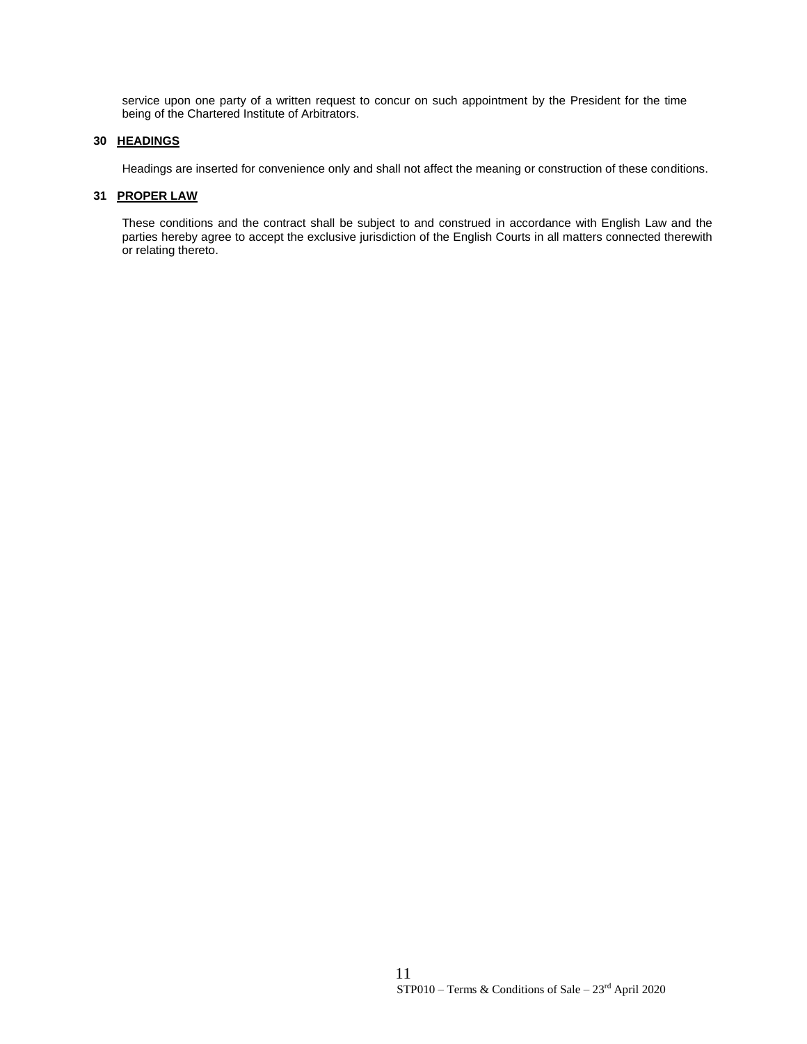service upon one party of a written request to concur on such appointment by the President for the time being of the Chartered Institute of Arbitrators.

**30 HEADINGS**

Headings are inserted for convenience only and shall not affect the meaning or construction of these conditions.

**31 PROPER LAW**

These conditions and the contract shall be subject to and construed in accordance with English Law and the parties hereby agree to accept the exclusive jurisdiction of the English Courts in all matters connected therewith or relating thereto.